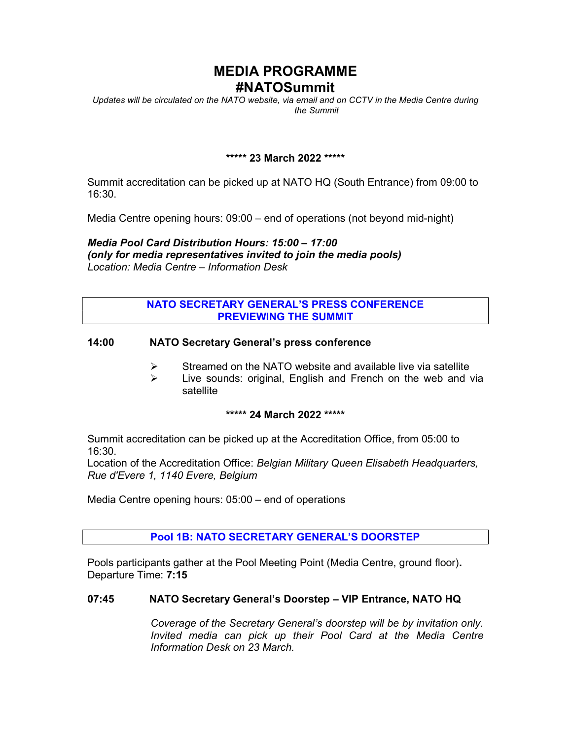# MEDIA PROGRAMME
# #NATOSummit

*Updates will be circulated on the NATO website, via email and on CCTV in the Media Centre during the Summit*

**\*\*\*\*\* 23 March 2022 \*\*\*\*\***

Summit accreditation can be picked up at NATO HQ (South Entrance) from 09:00 to 16:30.

Media Centre opening hours: 09:00 – end of operations (not beyond mid-night)

***Media Pool Card Distribution Hours: 15:00 – 17:00***
***(only for media representatives invited to join the media pools)***
*Location: Media Centre – Information Desk*

## NATO SECRETARY GENERAL'S PRESS CONFERENCE PREVIEWING THE SUMMIT

**14:00 NATO Secretary General's press conference**

- Streamed on the NATO website and available live via satellite
- Live sounds: original, English and French on the web and via satellite

**\*\*\*\*\* 24 March 2022 \*\*\*\*\***

Summit accreditation can be picked up at the Accreditation Office, from 05:00 to 16:30.
Location of the Accreditation Office: *Belgian Military Queen Elisabeth Headquarters, Rue d'Evere 1, 1140 Evere, Belgium*

Media Centre opening hours: 05:00 – end of operations

## Pool 1B: NATO SECRETARY GENERAL'S DOORSTEP

Pools participants gather at the Pool Meeting Point (Media Centre, ground floor)**.**
Departure Time: **7:15**

**07:45 NATO Secretary General's Doorstep – VIP Entrance, NATO HQ**

*Coverage of the Secretary General's doorstep will be by invitation only. Invited media can pick up their Pool Card at the Media Centre Information Desk on 23 March.*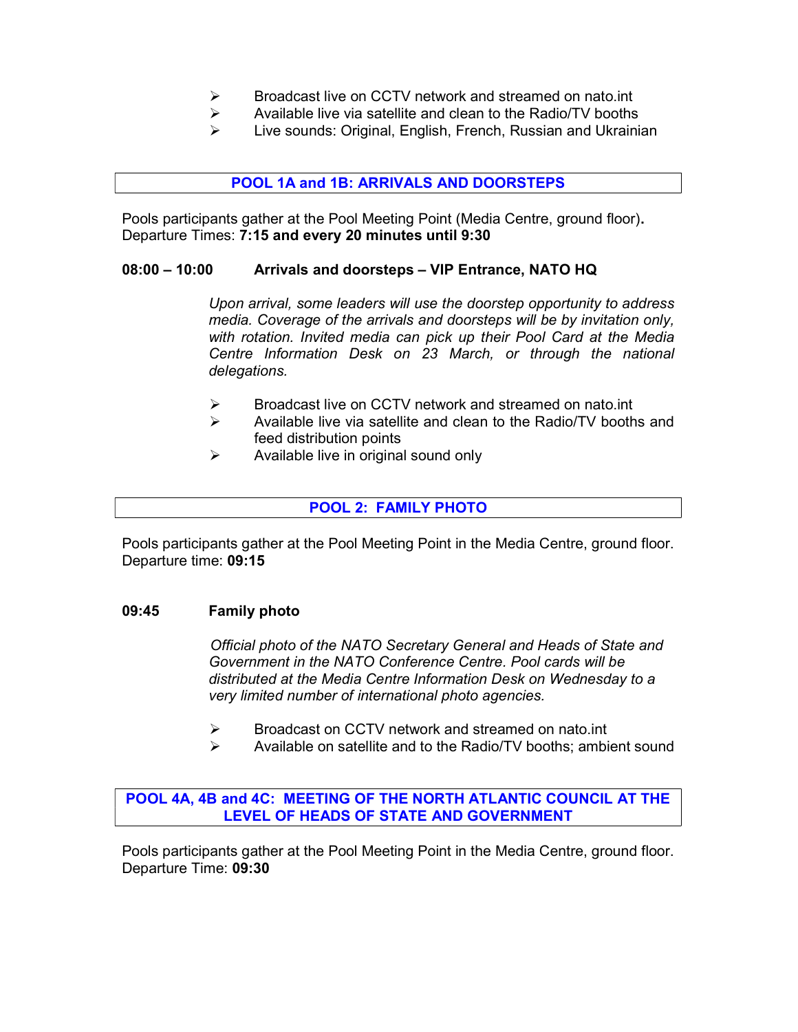- Broadcast live on CCTV network and streamed on nato.int
- Available live via satellite and clean to the Radio/TV booths
- Live sounds: Original, English, French, Russian and Ukrainian

## POOL 1A and 1B: ARRIVALS AND DOORSTEPS

Pools participants gather at the Pool Meeting Point (Media Centre, ground floor).
Departure Times: **7:15 and every 20 minutes until 9:30**

**08:00 – 10:00 Arrivals and doorsteps – VIP Entrance, NATO HQ**

*Upon arrival, some leaders will use the doorstep opportunity to address media. Coverage of the arrivals and doorsteps will be by invitation only, with rotation. Invited media can pick up their Pool Card at the Media Centre Information Desk on 23 March, or through the national delegations.*

- Broadcast live on CCTV network and streamed on nato.int
- Available live via satellite and clean to the Radio/TV booths and feed distribution points
- Available live in original sound only

## POOL 2: FAMILY PHOTO

Pools participants gather at the Pool Meeting Point in the Media Centre, ground floor.
Departure time: **09:15**

**09:45 Family photo**

*Official photo of the NATO Secretary General and Heads of State and Government in the NATO Conference Centre. Pool cards will be distributed at the Media Centre Information Desk on Wednesday to a very limited number of international photo agencies.*

- Broadcast on CCTV network and streamed on nato.int
- Available on satellite and to the Radio/TV booths; ambient sound

## POOL 4A, 4B and 4C: MEETING OF THE NORTH ATLANTIC COUNCIL AT THE LEVEL OF HEADS OF STATE AND GOVERNMENT

Pools participants gather at the Pool Meeting Point in the Media Centre, ground floor.
Departure Time: **09:30**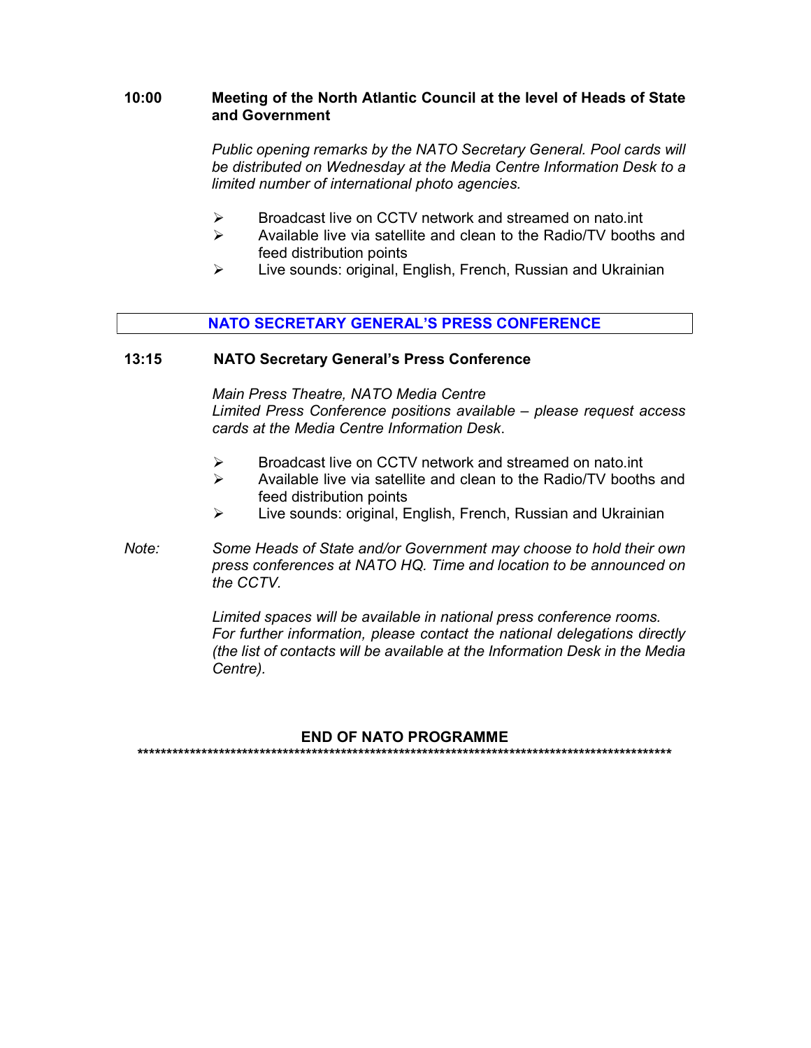**10:00** **Meeting of the North Atlantic Council at the level of Heads of State and Government**

*Public opening remarks by the NATO Secretary General. Pool cards will be distributed on Wednesday at the Media Centre Information Desk to a limited number of international photo agencies.*

- Broadcast live on CCTV network and streamed on nato.int
- Available live via satellite and clean to the Radio/TV booths and feed distribution points
- Live sounds: original, English, French, Russian and Ukrainian

## NATO SECRETARY GENERAL'S PRESS CONFERENCE

**13:15** **NATO Secretary General's Press Conference**

*Main Press Theatre, NATO Media Centre*
*Limited Press Conference positions available – please request access cards at the Media Centre Information Desk*.

- Broadcast live on CCTV network and streamed on nato.int
- Available live via satellite and clean to the Radio/TV booths and feed distribution points
- Live sounds: original, English, French, Russian and Ukrainian

*Note:* *Some Heads of State and/or Government may choose to hold their own press conferences at NATO HQ. Time and location to be announced on the CCTV.*

*Limited spaces will be available in national press conference rooms. For further information, please contact the national delegations directly (the list of contacts will be available at the Information Desk in the Media Centre).*

**END OF NATO PROGRAMME**

**************************************************************************************************